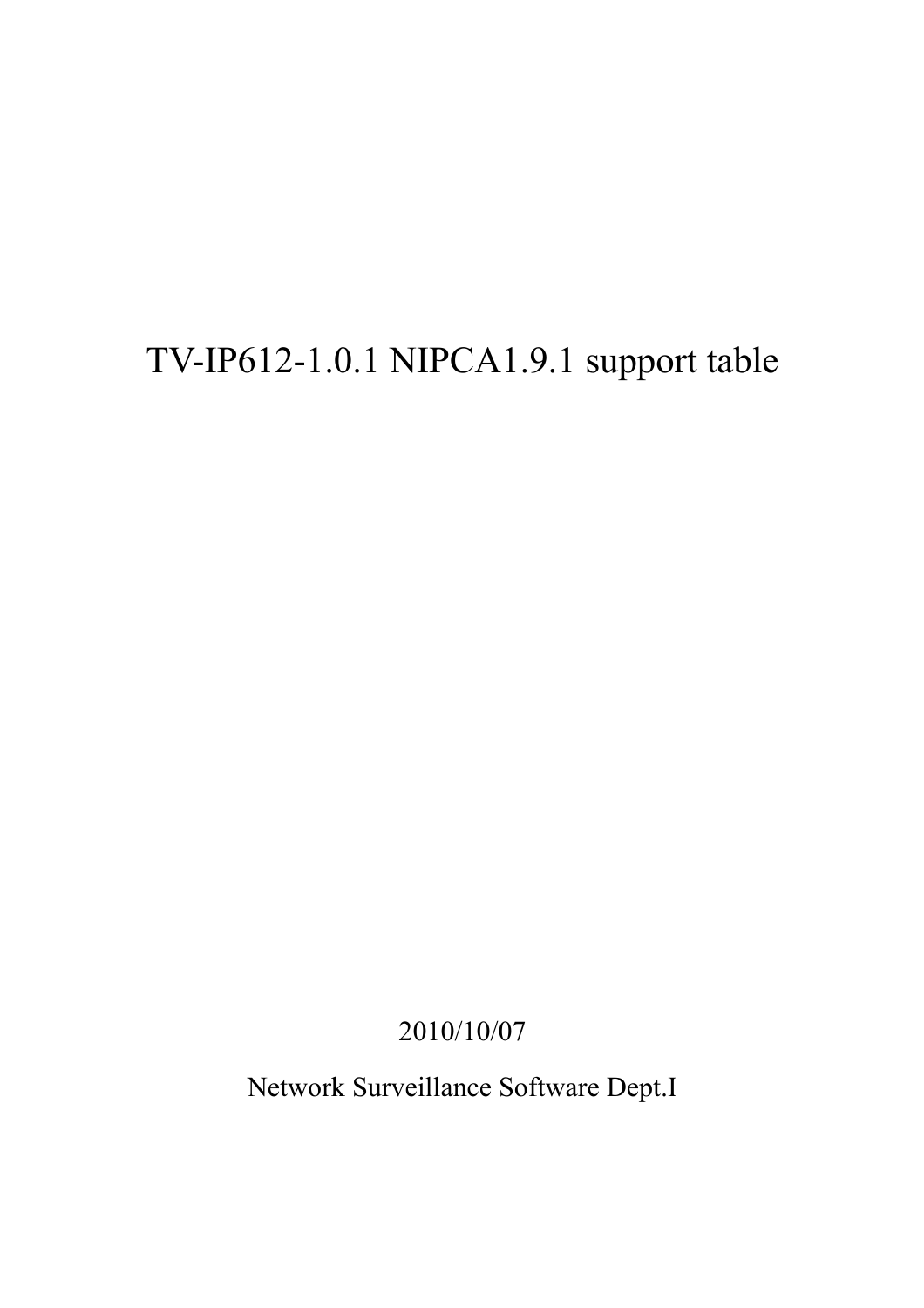# TV-IP612-1.0.1 NIPCA1.9.1 support table

2010/10/07

Network Surveillance Software Dept.I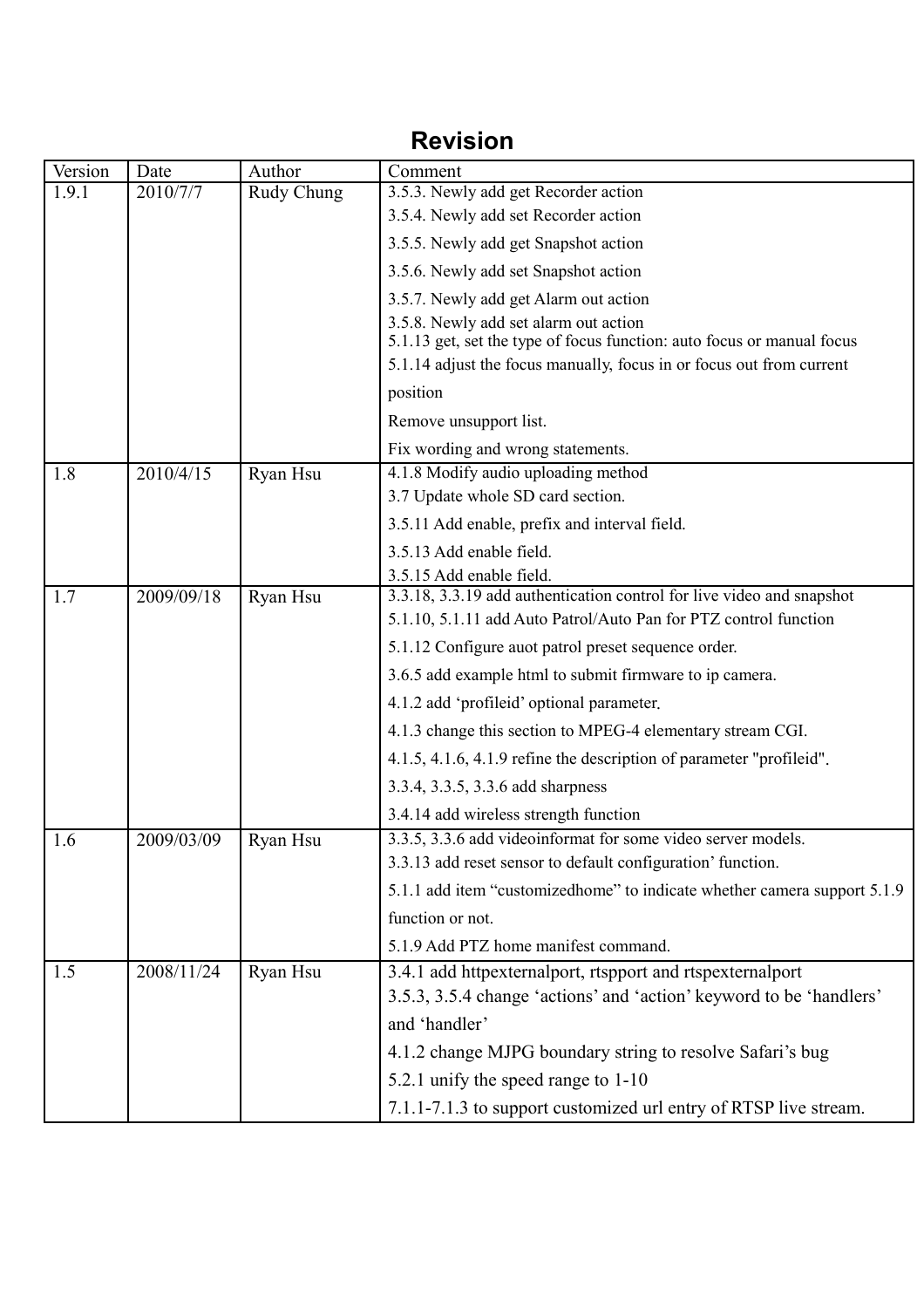# Revision

| Version | Date | Author | Comment |
|---|---|---|---|
| 1.9.1 | 2010/7/7 | Rudy Chung | 3.5.3. Newly add get Recorder action<br>3.5.4. Newly add set Recorder action<br>3.5.5. Newly add get Snapshot action<br>3.5.6. Newly add set Snapshot action<br>3.5.7. Newly add get Alarm out action<br>3.5.8. Newly add set alarm out action<br>5.1.13 get, set the type of focus function: auto focus or manual focus<br>5.1.14 adjust the focus manually, focus in or focus out from current position<br>Remove unsupport list.<br>Fix wording and wrong statements. |
| 1.8 | 2010/4/15 | Ryan Hsu | 4.1.8 Modify audio uploading method<br>3.7 Update whole SD card section.<br>3.5.11 Add enable, prefix and interval field.<br>3.5.13 Add enable field.<br>3.5.15 Add enable field. |
| 1.7 | 2009/09/18 | Ryan Hsu | 3.3.18, 3.3.19 add authentication control for live video and snapshot<br>5.1.10, 5.1.11 add Auto Patrol/Auto Pan for PTZ control function<br>5.1.12 Configure auot patrol preset sequence order.<br>3.6.5 add example html to submit firmware to ip camera.<br>4.1.2 add 'profileid' optional parameter.<br>4.1.3 change this section to MPEG-4 elementary stream CGI.<br>4.1.5, 4.1.6, 4.1.9 refine the description of parameter "profileid".<br>3.3.4, 3.3.5, 3.3.6 add sharpness<br>3.4.14 add wireless strength function |
| 1.6 | 2009/03/09 | Ryan Hsu | 3.3.5, 3.3.6 add videoinformat for some video server models.<br>3.3.13 add reset sensor to default configuration' function.<br>5.1.1 add item "customizedhome" to indicate whether camera support 5.1.9 function or not.<br>5.1.9 Add PTZ home manifest command. |
| 1.5 | 2008/11/24 | Ryan Hsu | 3.4.1 add httpexternalport, rtspport and rtspexternalport<br>3.5.3, 3.5.4 change 'actions' and 'action' keyword to be 'handlers' and 'handler'<br>4.1.2 change MJPG boundary string to resolve Safari's bug<br>5.2.1 unify the speed range to 1-10<br>7.1.1-7.1.3 to support customized url entry of RTSP live stream. |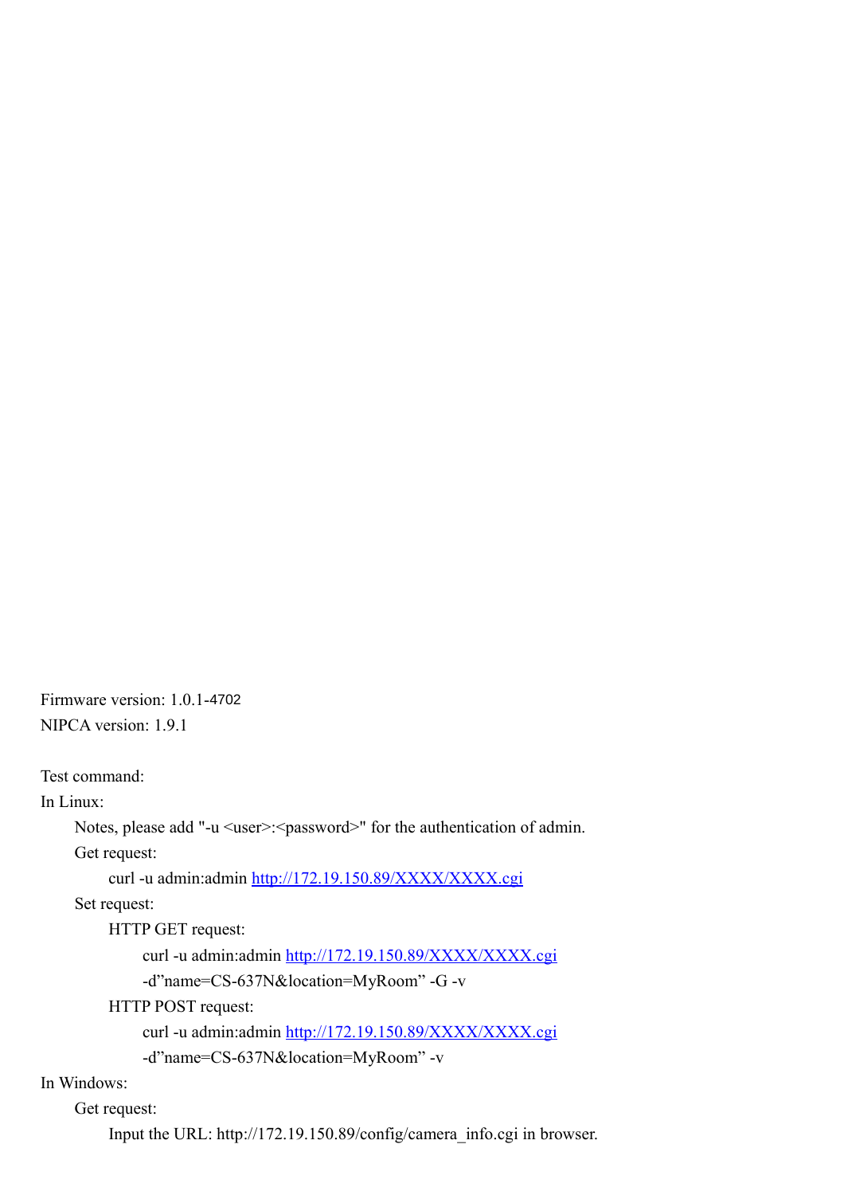Firmware version: 1.0.1-4702

NIPCA version: 1.9.1

Test command:

In Linux:

- Notes, please add "-u <user>:<password>" for the authentication of admin.
- Get request:
  - curl -u admin:admin http://172.19.150.89/XXXX/XXXX.cgi
- Set request:
  - HTTP GET request:
    - curl -u admin:admin http://172.19.150.89/XXXX/XXXX.cgi -d"name=CS-637N&location=MyRoom" -G -v
  - HTTP POST request:
    - curl -u admin:admin http://172.19.150.89/XXXX/XXXX.cgi -d"name=CS-637N&location=MyRoom" -v

In Windows:

- Get request:
  - Input the URL: http://172.19.150.89/config/camera_info.cgi in browser.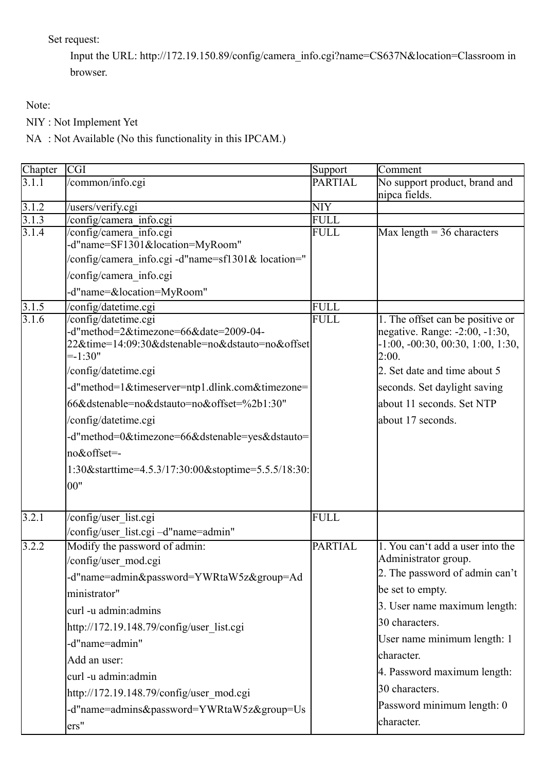Set request:

Input the URL: http://172.19.150.89/config/camera_info.cgi?name=CS637N&location=Classroom in browser.

Note:

NIY : Not Implement Yet

NA : Not Available (No this functionality in this IPCAM.)

| Chapter | CGI | Support | Comment |
|---|---|---|---|
| 3.1.1 | /common/info.cgi | PARTIAL | No support product, brand and nipca fields. |
| 3.1.2 | /users/verify.cgi | NIY | |
| 3.1.3 | /config/camera_info.cgi | FULL | |
| 3.1.4 | /config/camera_info.cgi -d"name=SF1301&location=MyRoom"<br>/config/camera_info.cgi -d"name=sf1301& location="<br>/config/camera_info.cgi<br>-d"name=&location=MyRoom" | FULL | Max length = 36 characters |
| 3.1.5 | /config/datetime.cgi | FULL | |
| 3.1.6 | /config/datetime.cgi -d"method=2&timezone=66&date=2009-04-22&time=14:09:30&dstenable=no&dstauto=no&offset=-1:30"<br>/config/datetime.cgi<br>-d"method=1&timeserver=ntp1.dlink.com&timezone=66&dstenable=no&dstauto=no&offset=%2b1:30"<br>/config/datetime.cgi<br>-d"method=0&timezone=66&dstenable=yes&dstauto=no&offset=-1:30&starttime=4.5.3/17:30:00&stoptime=5.5.5/18:30:00" | FULL | 1. The offset can be positive or negative. Range: -2:00, -1:30, -1:00, -00:30, 00:30, 1:00, 1:30, 2:00.<br>2. Set date and time about 5 seconds. Set daylight saving about 11 seconds. Set NTP about 17 seconds. |
| 3.2.1 | /config/user_list.cgi<br>/config/user_list.cgi –d"name=admin" | FULL | |
| 3.2.2 | Modify the password of admin:<br>/config/user_mod.cgi<br>-d"name=admin&password=YWRtaW5z&group=Administrator"<br>curl -u admin:admins<br>http://172.19.148.79/config/user_list.cgi<br>-d"name=admin"<br>Add an user:<br>curl -u admin:admin<br>http://172.19.148.79/config/user_mod.cgi<br>-d"name=admins&password=YWRtaW5z&group=Users" | PARTIAL | 1. You can't add a user into the Administrator group.<br>2. The password of admin can't be set to empty.<br>3. User name maximum length: 30 characters.<br>User name minimum length: 1 character.<br>4. Password maximum length: 30 characters.<br>Password minimum length: 0 character. |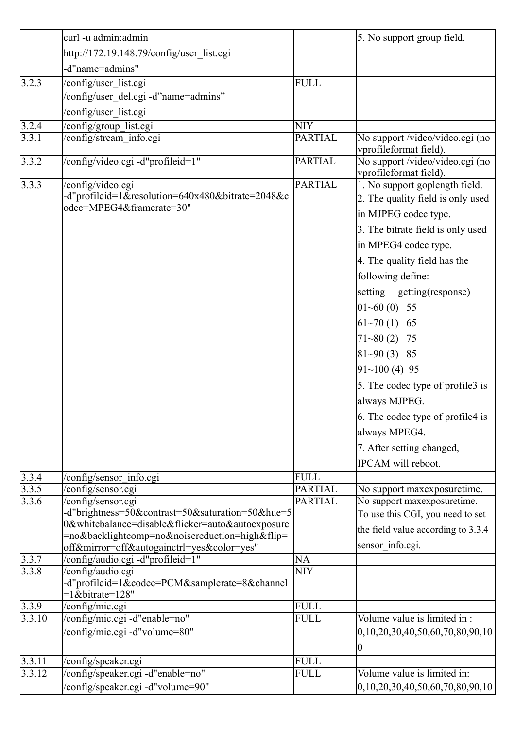| | | | |
|---|---|---|---|
| | curl -u admin:admin<br>http://172.19.148.79/config/user_list.cgi<br>-d"name=admins" | | 5. No support group field. |
| 3.2.3 | /config/user_list.cgi<br>/config/user_del.cgi -d"name=admins"<br>/config/user_list.cgi | FULL | |
| 3.2.4 | /config/group_list.cgi | NIY | |
| 3.3.1 | /config/stream_info.cgi | PARTIAL | No support /video/video.cgi (no vprofileformat field). |
| 3.3.2 | /config/video.cgi -d"profileid=1" | PARTIAL | No support /video/video.cgi (no vprofileformat field). |
| 3.3.3 | /config/video.cgi<br>-d"profileid=1&resolution=640x480&bitrate=2048&codec=MPEG4&framerate=30" | PARTIAL | 1. No support goplength field.<br>2. The quality field is only used in MJPEG codec type.<br>3. The bitrate field is only used in MPEG4 codec type.<br>4. The quality field has the following define:<br>setting getting(response)<br>01~60 (0) 55<br>61~70 (1) 65<br>71~80 (2) 75<br>81~90 (3) 85<br>91~100 (4) 95<br>5. The codec type of profile3 is always MJPEG.<br>6. The codec type of profile4 is always MPEG4.<br>7. After setting changed, IPCAM will reboot. |
| 3.3.4 | /config/sensor_info.cgi | FULL | |
| 3.3.5 | /config/sensor.cgi | PARTIAL | No support maxexposuretime. |
| 3.3.6 | /config/sensor.cgi<br>-d"brightness=50&contrast=50&saturation=50&hue=50&whitebalance=disable&flicker=auto&autoexposure=no&backlightcomp=no&noisereduction=high&flip=off&mirror=off&autogainctrl=yes&color=yes" | PARTIAL | No support maxexposuretime.<br>To use this CGI, you need to set the field value according to 3.3.4 sensor_info.cgi. |
| 3.3.7 | /config/audio.cgi -d"profileid=1" | NA | |
| 3.3.8 | /config/audio.cgi<br>-d"profileid=1&codec=PCM&samplerate=8&channel=1&bitrate=128" | NIY | |
| 3.3.9 | /config/mic.cgi | FULL | |
| 3.3.10 | /config/mic.cgi -d"enable=no"<br>/config/mic.cgi -d"volume=80" | FULL | Volume value is limited in :<br>0,10,20,30,40,50,60,70,80,90,100 |
| 3.3.11 | /config/speaker.cgi | FULL | |
| 3.3.12 | /config/speaker.cgi -d"enable=no"<br>/config/speaker.cgi -d"volume=90" | FULL | Volume value is limited in:<br>0,10,20,30,40,50,60,70,80,90,10 |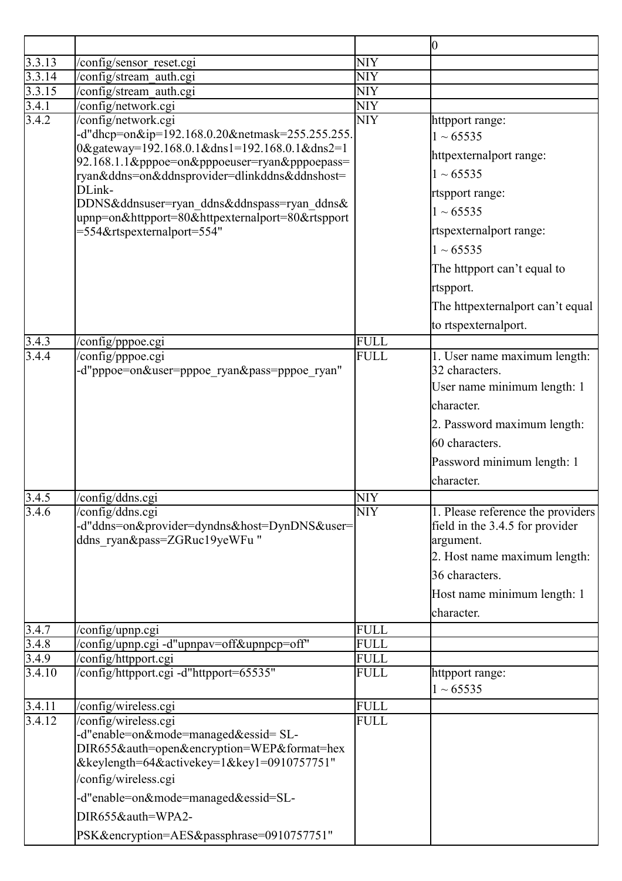| | | | |
|---|---|---|---|
| | | | 0 |
| 3.3.13 | /config/sensor_reset.cgi | NIY | |
| 3.3.14 | /config/stream_auth.cgi | NIY | |
| 3.3.15 | /config/stream_auth.cgi | NIY | |
| 3.4.1 | /config/network.cgi | NIY | |
| 3.4.2 | /config/network.cgi -d"dhcp=on&ip=192.168.0.20&netmask=255.255.255.0&gateway=192.168.0.1&dns1=192.168.0.1&dns2=192.168.1.1&pppoe=on&pppoeuser=ryan&pppoepass=ryan&ddns=on&ddnsprovider=dlinkddns&ddnshost=DLink-DDNS&ddnsuser=ryan_ddns&ddnspass=ryan_ddns&upnp=on&httpport=80&httpexternalport=80&rtspport=554&rtspexternalport=554" | NIY | httpport range: 1 ~ 65535<br>httpexternalport range: 1 ~ 65535<br>rtspport range: 1 ~ 65535<br>rtspexternalport range: 1 ~ 65535<br>The httpport can't equal to rtspport.<br>The httpexternalport can't equal to rtspexternalport. |
| 3.4.3 | /config/pppoe.cgi | FULL | |
| 3.4.4 | /config/pppoe.cgi -d"pppoe=on&user=pppoe_ryan&pass=pppoe_ryan" | FULL | 1. User name maximum length: 32 characters.<br>User name minimum length: 1 character.<br>2. Password maximum length: 60 characters.<br>Password minimum length: 1 character. |
| 3.4.5 | /config/ddns.cgi | NIY | |
| 3.4.6 | /config/ddns.cgi -d"ddns=on&provider=dyndns&host=DynDNS&user=ddns_ryan&pass=ZGRuc19yeWFu " | NIY | 1. Please reference the providers field in the 3.4.5 for provider argument.<br>2. Host name maximum length: 36 characters.<br>Host name minimum length: 1 character. |
| 3.4.7 | /config/upnp.cgi | FULL | |
| 3.4.8 | /config/upnp.cgi -d"upnpav=off&upnpcp=off" | FULL | |
| 3.4.9 | /config/httpport.cgi | FULL | |
| 3.4.10 | /config/httpport.cgi -d"httpport=65535" | FULL | httpport range: 1 ~ 65535 |
| 3.4.11 | /config/wireless.cgi | FULL | |
| 3.4.12 | /config/wireless.cgi -d"enable=on&mode=managed&essid= SL-DIR655&auth=open&encryption=WEP&format=hex&keylength=64&activekey=1&key1=0910757751"<br>/config/wireless.cgi<br>-d"enable=on&mode=managed&essid=SL-DIR655&auth=WPA2-PSK&encryption=AES&passphrase=0910757751" | FULL | |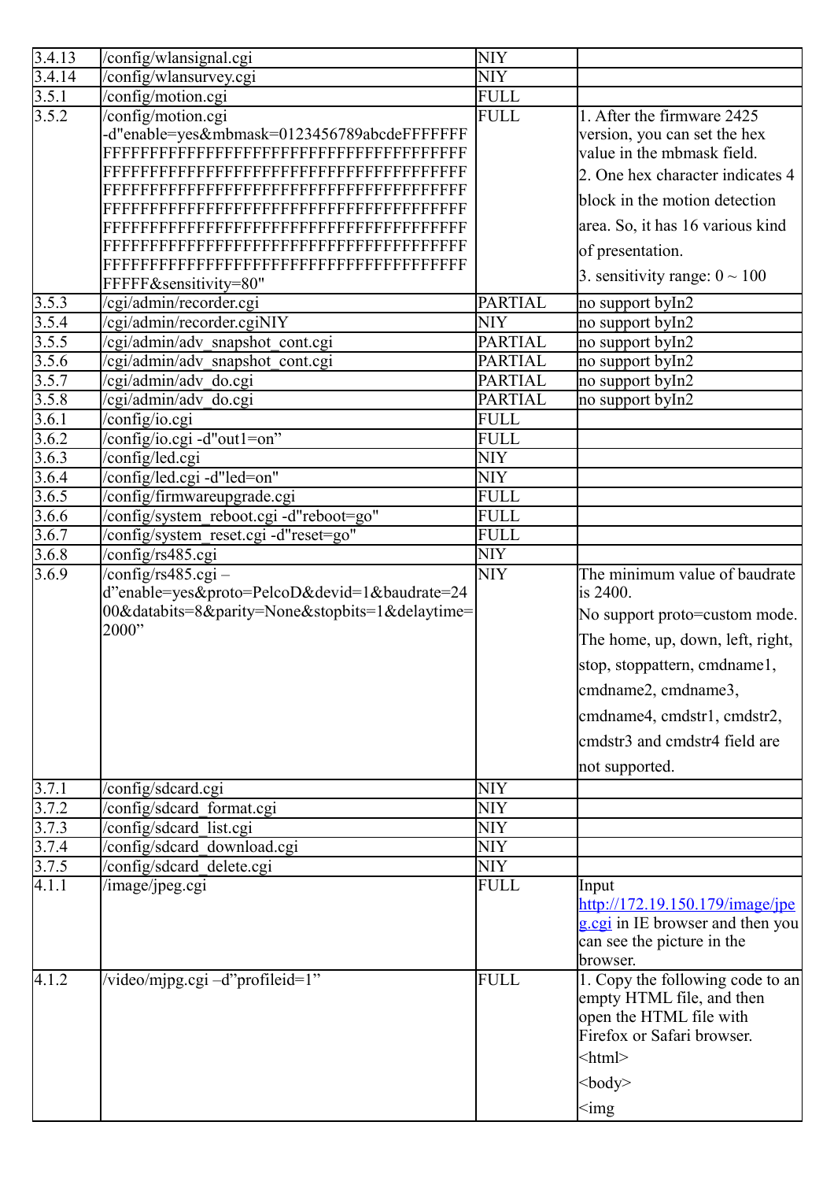| | | | |
|---|---|---|---|
| 3.4.13 | /config/wlansignal.cgi | NIY | |
| 3.4.14 | /config/wlansurvey.cgi | NIY | |
| 3.5.1 | /config/motion.cgi | FULL | |
| 3.5.2 | /config/motion.cgi -d"enable=yes&mbmask=0123456789abcdeFFFFFFFFFFFFFFFFFFFFFFFFFFFFFFFFFFFFFFFFFFFFFFFFFFFFFFFFFFFFFFFFFFFFFFFFFFFFFFFFFFFFFFFFFFFFFFFFFFFFFFFFFFFFFFFFFFFFFFFFFFFFFFFFFFFFFFFFFFFFFFFFFFFFFFFFFFFFFFFFFFFFFFFFFFFFFFFFFFFFFFFFFFFFFFFFFFFFFFFFFFFFFFFFFFFFFFFFFFFFFFFFFFFFFFF&sensitivity=80" | FULL | 1. After the firmware 2425 version, you can set the hex value in the mbmask field.<br>2. One hex character indicates 4 block in the motion detection area. So, it has 16 various kind of presentation.<br>3. sensitivity range: 0 ~ 100 |
| 3.5.3 | /cgi/admin/recorder.cgi | PARTIAL | no support byIn2 |
| 3.5.4 | /cgi/admin/recorder.cgiNIY | NIY | no support byIn2 |
| 3.5.5 | /cgi/admin/adv_snapshot_cont.cgi | PARTIAL | no support byIn2 |
| 3.5.6 | /cgi/admin/adv_snapshot_cont.cgi | PARTIAL | no support byIn2 |
| 3.5.7 | /cgi/admin/adv_do.cgi | PARTIAL | no support byIn2 |
| 3.5.8 | /cgi/admin/adv_do.cgi | PARTIAL | no support byIn2 |
| 3.6.1 | /config/io.cgi | FULL | |
| 3.6.2 | /config/io.cgi -d"out1=on" | FULL | |
| 3.6.3 | /config/led.cgi | NIY | |
| 3.6.4 | /config/led.cgi -d"led=on" | NIY | |
| 3.6.5 | /config/firmwareupgrade.cgi | FULL | |
| 3.6.6 | /config/system_reboot.cgi -d"reboot=go" | FULL | |
| 3.6.7 | /config/system_reset.cgi -d"reset=go" | FULL | |
| 3.6.8 | /config/rs485.cgi | NIY | |
| 3.6.9 | /config/rs485.cgi – d"enable=yes&proto=PelcoD&devid=1&baudrate=2400&databits=8&parity=None&stopbits=1&delaytime=2000" | NIY | The minimum value of baudrate is 2400.<br>No support proto=custom mode.<br>The home, up, down, left, right, stop, stoppattern, cmdname1, cmdname2, cmdname3, cmdname4, cmdstr1, cmdstr2, cmdstr3 and cmdstr4 field are not supported. |
| 3.7.1 | /config/sdcard.cgi | NIY | |
| 3.7.2 | /config/sdcard_format.cgi | NIY | |
| 3.7.3 | /config/sdcard_list.cgi | NIY | |
| 3.7.4 | /config/sdcard_download.cgi | NIY | |
| 3.7.5 | /config/sdcard_delete.cgi | NIY | |
| 4.1.1 | /image/jpeg.cgi | FULL | Input http://172.19.150.179/image/jpeg.cgi in IE browser and then you can see the picture in the browser. |
| 4.1.2 | /video/mjpg.cgi –d"profileid=1" | FULL | 1. Copy the following code to an empty HTML file, and then open the HTML file with Firefox or Safari browser.<br>&lt;html&gt;<br>&lt;body&gt;<br>&lt;img |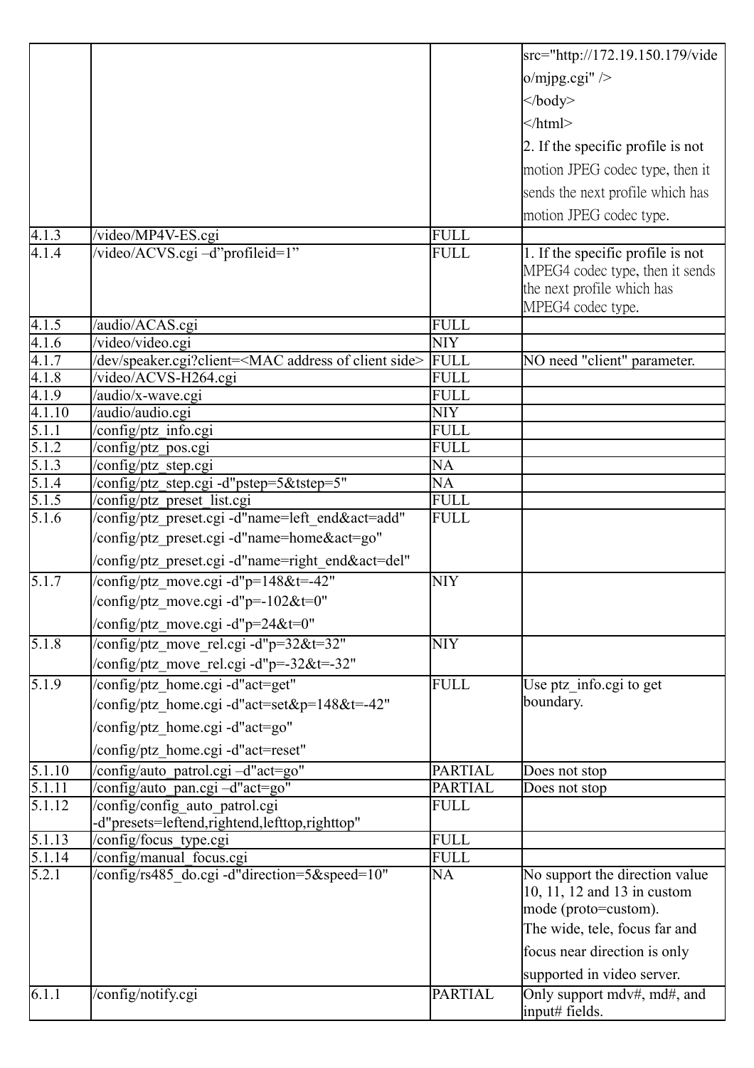| | | | src="http://172.19.150.179/video/mjpg.cgi" /><br></body><br></html><br>2. If the specific profile is not motion JPEG codec type, then it sends the next profile which has motion JPEG codec type. |
|---|---|---|---|
| 4.1.3 | /video/MP4V-ES.cgi | FULL | |
| 4.1.4 | /video/ACVS.cgi –d"profileid=1" | FULL | 1. If the specific profile is not MPEG4 codec type, then it sends the next profile which has MPEG4 codec type. |
| 4.1.5 | /audio/ACAS.cgi | FULL | |
| 4.1.6 | /video/video.cgi | NIY | |
| 4.1.7 | /dev/speaker.cgi?client=<MAC address of client side> | FULL | NO need "client" parameter. |
| 4.1.8 | /video/ACVS-H264.cgi | FULL | |
| 4.1.9 | /audio/x-wave.cgi | FULL | |
| 4.1.10 | /audio/audio.cgi | NIY | |
| 5.1.1 | /config/ptz_info.cgi | FULL | |
| 5.1.2 | /config/ptz_pos.cgi | FULL | |
| 5.1.3 | /config/ptz_step.cgi | NA | |
| 5.1.4 | /config/ptz_step.cgi -d"pstep=5&tstep=5" | NA | |
| 5.1.5 | /config/ptz_preset_list.cgi | FULL | |
| 5.1.6 | /config/ptz_preset.cgi -d"name=left_end&act=add"<br>/config/ptz_preset.cgi -d"name=home&act=go"<br>/config/ptz_preset.cgi -d"name=right_end&act=del" | FULL | |
| 5.1.7 | /config/ptz_move.cgi -d"p=148&t=-42"<br>/config/ptz_move.cgi -d"p=-102&t=0"<br>/config/ptz_move.cgi -d"p=24&t=0" | NIY | |
| 5.1.8 | /config/ptz_move_rel.cgi -d"p=32&t=32"<br>/config/ptz_move_rel.cgi -d"p=-32&t=-32" | NIY | |
| 5.1.9 | /config/ptz_home.cgi -d"act=get"<br>/config/ptz_home.cgi -d"act=set&p=148&t=-42"<br>/config/ptz_home.cgi -d"act=go"<br>/config/ptz_home.cgi -d"act=reset" | FULL | Use ptz_info.cgi to get boundary. |
| 5.1.10 | /config/auto_patrol.cgi –d"act=go" | PARTIAL | Does not stop |
| 5.1.11 | /config/auto_pan.cgi –d"act=go" | PARTIAL | Does not stop |
| 5.1.12 | /config/config_auto_patrol.cgi -d"presets=leftend,rightend,lefttop,righttop" | FULL | |
| 5.1.13 | /config/focus_type.cgi | FULL | |
| 5.1.14 | /config/manual_focus.cgi | FULL | |
| 5.2.1 | /config/rs485_do.cgi -d"direction=5&speed=10" | NA | No support the direction value 10, 11, 12 and 13 in custom mode (proto=custom).<br>The wide, tele, focus far and focus near direction is only supported in video server. |
| 6.1.1 | /config/notify.cgi | PARTIAL | Only support mdv#, md#, and input# fields. |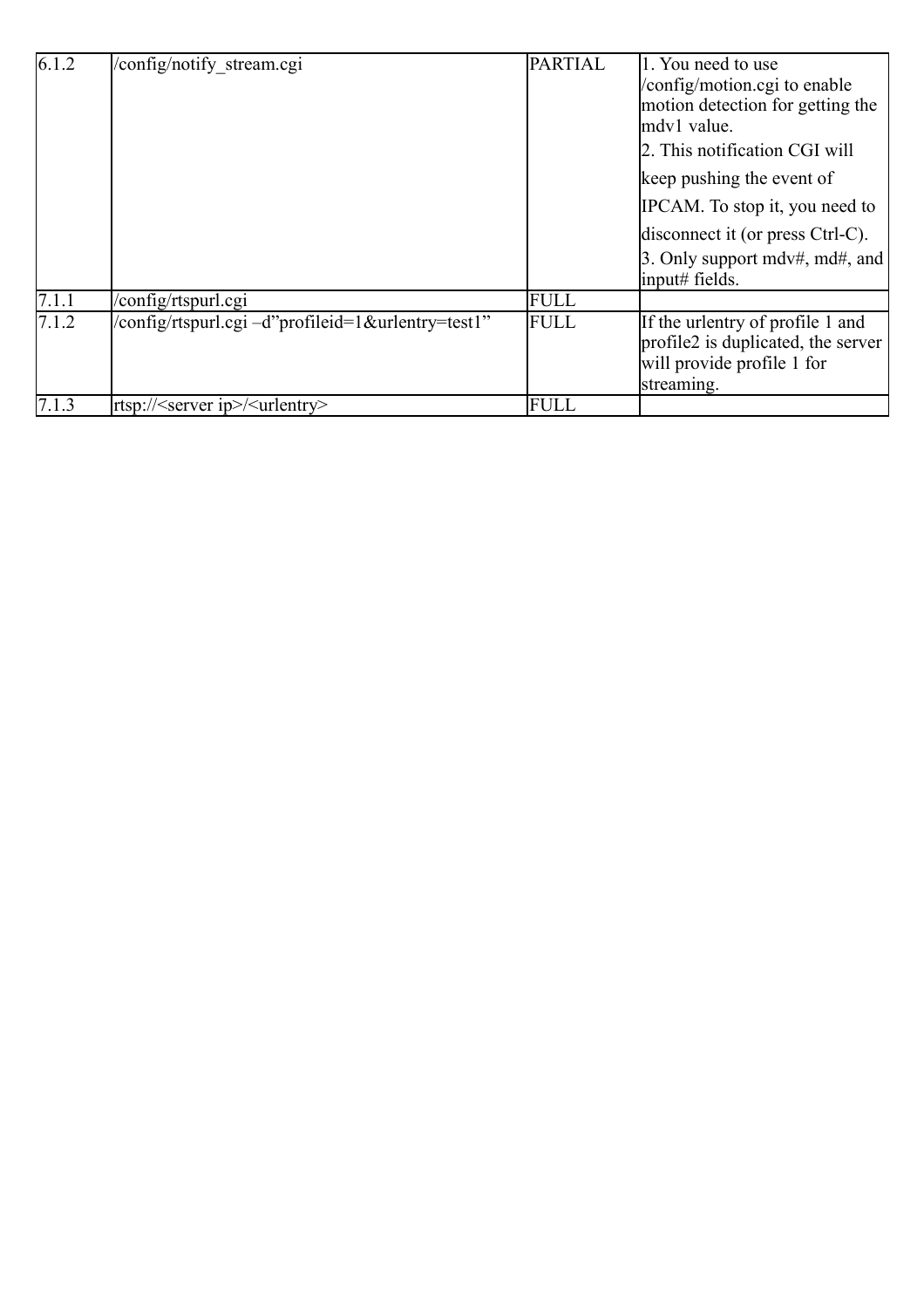| | | | |
|---|---|---|---|
| 6.1.2 | /config/notify_stream.cgi | PARTIAL | 1. You need to use /config/motion.cgi to enable motion detection for getting the mdv1 value.<br>2. This notification CGI will keep pushing the event of IPCAM. To stop it, you need to disconnect it (or press Ctrl-C).<br>3. Only support mdv#, md#, and input# fields. |
| 7.1.1 | /config/rtspurl.cgi | FULL | |
| 7.1.2 | /config/rtspurl.cgi –d"profileid=1&urlentry=test1" | FULL | If the urlentry of profile 1 and profile2 is duplicated, the server will provide profile 1 for streaming. |
| 7.1.3 | rtsp://<server ip>/<urlentry> | FULL | |